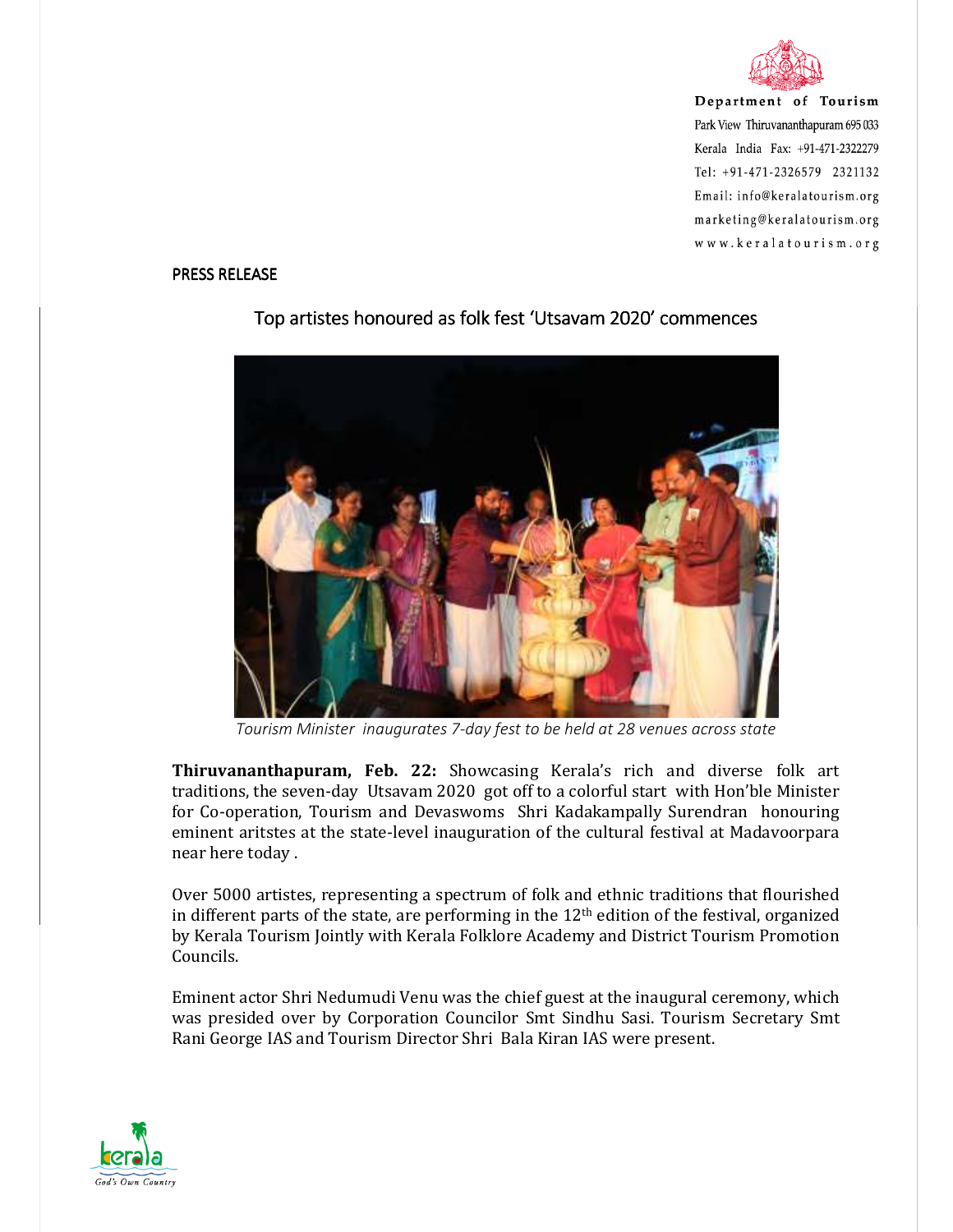Department of Tourism
Park View Thiruvananthapuram 695 033
Kerala India Fax: +91-471-2322279
Tel: +91-471-2326579 2321132
Email: info@keralatourism.org
marketing@keralatourism.org
www.keralatourism.org

PRESS RELEASE

## Top artistes honoured as folk fest 'Utsavam 2020' commences

*Tourism Minister inaugurates 7-day fest to be held at 28 venues across state*

**Thiruvananthapuram, Feb. 22:** Showcasing Kerala's rich and diverse folk art traditions, the seven-day Utsavam 2020 got off to a colorful start with Hon'ble Minister for Co-operation, Tourism and Devaswoms Shri Kadakampally Surendran honouring eminent aritstes at the state-level inauguration of the cultural festival at Madavoorpara near here today .

Over 5000 artistes, representing a spectrum of folk and ethnic traditions that flourished in different parts of the state, are performing in the 12th edition of the festival, organized by Kerala Tourism Jointly with Kerala Folklore Academy and District Tourism Promotion Councils.

Eminent actor Shri Nedumudi Venu was the chief guest at the inaugural ceremony, which was presided over by Corporation Councilor Smt Sindhu Sasi. Tourism Secretary Smt Rani George IAS and Tourism Director Shri Bala Kiran IAS were present.

kerala
God's Own Country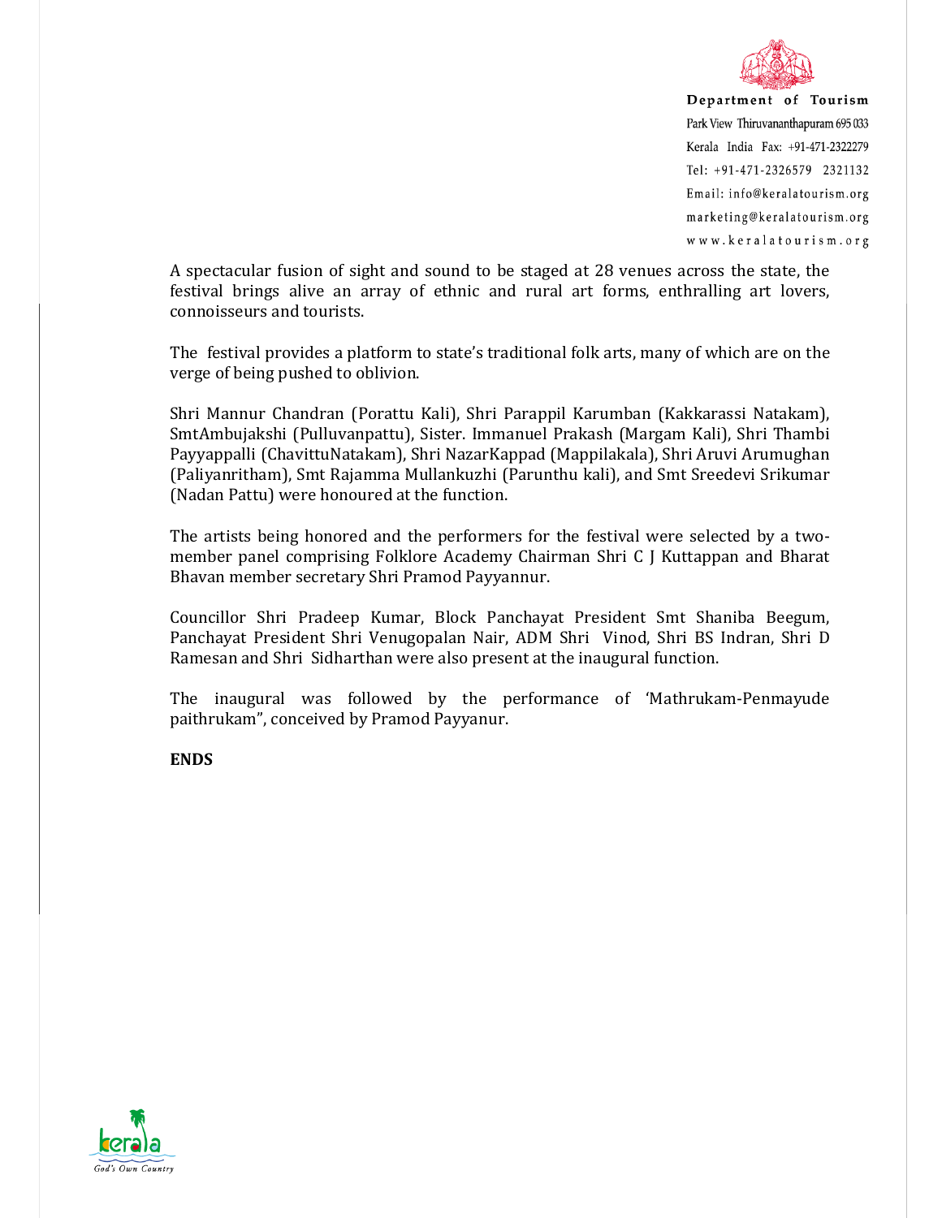Department of Tourism
Park View Thiruvananthapuram 695 033
Kerala India Fax: +91-471-2322279
Tel: +91-471-2326579 2321132
Email: info@keralatourism.org
marketing@keralatourism.org
www.keralatourism.org

A spectacular fusion of sight and sound to be staged at 28 venues across the state, the festival brings alive an array of ethnic and rural art forms, enthralling art lovers, connoisseurs and tourists.

The festival provides a platform to state's traditional folk arts, many of which are on the verge of being pushed to oblivion.

Shri Mannur Chandran (Porattu Kali), Shri Parappil Karumban (Kakkarassi Natakam), SmtAmbujakshi (Pulluvanpattu), Sister. Immanuel Prakash (Margam Kali), Shri Thambi Payyappalli (ChavittuNatakam), Shri NazarKappad (Mappilakala), Shri Aruvi Arumughan (Paliyanritham), Smt Rajamma Mullankuzhi (Parunthu kali), and Smt Sreedevi Srikumar (Nadan Pattu) were honoured at the function.

The artists being honored and the performers for the festival were selected by a two-member panel comprising Folklore Academy Chairman Shri C J Kuttappan and Bharat Bhavan member secretary Shri Pramod Payyannur.

Councillor Shri Pradeep Kumar, Block Panchayat President Smt Shaniba Beegum, Panchayat President Shri Venugopalan Nair, ADM Shri Vinod, Shri BS Indran, Shri D Ramesan and Shri Sidharthan were also present at the inaugural function.

The inaugural was followed by the performance of 'Mathrukam-Penmayude paithrukam", conceived by Pramod Payyanur.

**ENDS**

kerala
God's Own Country